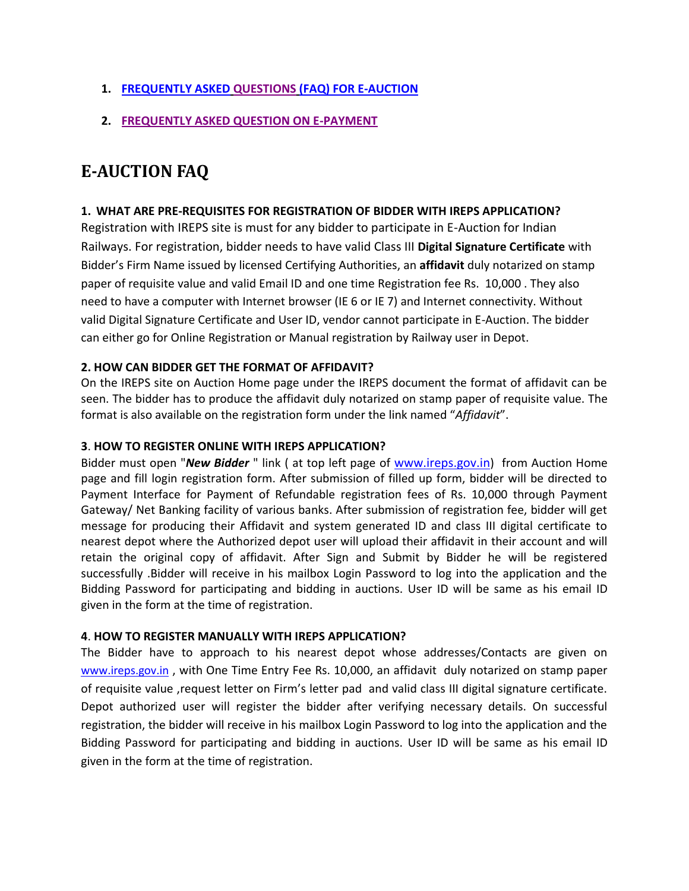1. **FREQUENTLY ASKED QUESTIONS (FAQ) FOR E-AUCTION**
2. **FREQUENTLY ASKED QUESTION ON E-PAYMENT**

# E-AUCTION FAQ

### 1. WHAT ARE PRE-REQUISITES FOR REGISTRATION OF BIDDER WITH IREPS APPLICATION?

Registration with IREPS site is must for any bidder to participate in E-Auction for Indian Railways. For registration, bidder needs to have valid Class III **Digital Signature Certificate** with Bidder's Firm Name issued by licensed Certifying Authorities, an **affidavit** duly notarized on stamp paper of requisite value and valid Email ID and one time Registration fee Rs. 10,000 . They also need to have a computer with Internet browser (IE 6 or IE 7) and Internet connectivity. Without valid Digital Signature Certificate and User ID, vendor cannot participate in E-Auction. The bidder can either go for Online Registration or Manual registration by Railway user in Depot.

### 2. HOW CAN BIDDER GET THE FORMAT OF AFFIDAVIT?

On the IREPS site on Auction Home page under the IREPS document the format of affidavit can be seen. The bidder has to produce the affidavit duly notarized on stamp paper of requisite value. The format is also available on the registration form under the link named "*Affidavit*".

### 3. HOW TO REGISTER ONLINE WITH IREPS APPLICATION?

Bidder must open "***New Bidder*** " link ( at top left page of www.ireps.gov.in) from Auction Home page and fill login registration form. After submission of filled up form, bidder will be directed to Payment Interface for Payment of Refundable registration fees of Rs. 10,000 through Payment Gateway/ Net Banking facility of various banks. After submission of registration fee, bidder will get message for producing their Affidavit and system generated ID and class III digital certificate to nearest depot where the Authorized depot user will upload their affidavit in their account and will retain the original copy of affidavit. After Sign and Submit by Bidder he will be registered successfully .Bidder will receive in his mailbox Login Password to log into the application and the Bidding Password for participating and bidding in auctions. User ID will be same as his email ID given in the form at the time of registration.

### 4. HOW TO REGISTER MANUALLY WITH IREPS APPLICATION?

The Bidder have to approach to his nearest depot whose addresses/Contacts are given on www.ireps.gov.in , with One Time Entry Fee Rs. 10,000, an affidavit duly notarized on stamp paper of requisite value ,request letter on Firm's letter pad and valid class III digital signature certificate. Depot authorized user will register the bidder after verifying necessary details. On successful registration, the bidder will receive in his mailbox Login Password to log into the application and the Bidding Password for participating and bidding in auctions. User ID will be same as his email ID given in the form at the time of registration.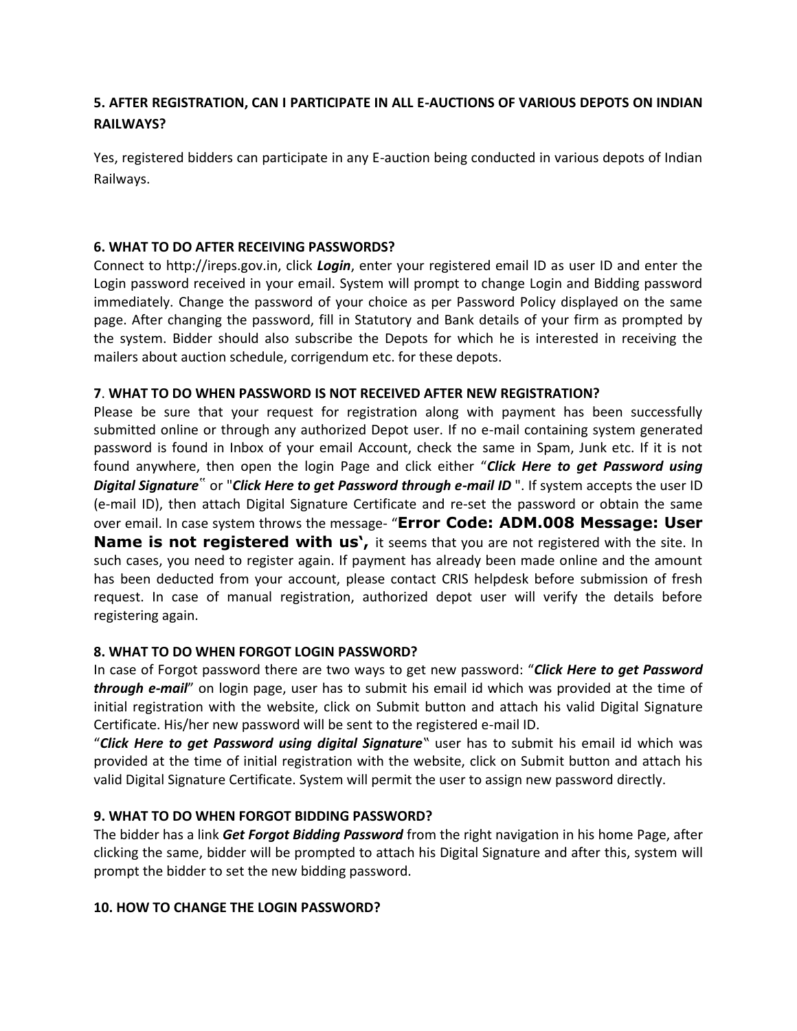**5. AFTER REGISTRATION, CAN I PARTICIPATE IN ALL E-AUCTIONS OF VARIOUS DEPOTS ON INDIAN RAILWAYS?**

Yes, registered bidders can participate in any E-auction being conducted in various depots of Indian Railways.

**6. WHAT TO DO AFTER RECEIVING PASSWORDS?**

Connect to http://ireps.gov.in, click ***Login***, enter your registered email ID as user ID and enter the Login password received in your email. System will prompt to change Login and Bidding password immediately. Change the password of your choice as per Password Policy displayed on the same page. After changing the password, fill in Statutory and Bank details of your firm as prompted by the system. Bidder should also subscribe the Depots for which he is interested in receiving the mailers about auction schedule, corrigendum etc. for these depots.

**7. WHAT TO DO WHEN PASSWORD IS NOT RECEIVED AFTER NEW REGISTRATION?**

Please be sure that your request for registration along with payment has been successfully submitted online or through any authorized Depot user. If no e-mail containing system generated password is found in Inbox of your email Account, check the same in Spam, Junk etc. If it is not found anywhere, then open the login Page and click either "***Click Here to get Password using Digital Signature***" or "***Click Here to get Password through e-mail ID*** ". If system accepts the user ID (e-mail ID), then attach Digital Signature Certificate and re-set the password or obtain the same over email. In case system throws the message- "**Error Code: ADM.008 Message: User Name is not registered with us',** it seems that you are not registered with the site. In such cases, you need to register again. If payment has already been made online and the amount has been deducted from your account, please contact CRIS helpdesk before submission of fresh request. In case of manual registration, authorized depot user will verify the details before registering again.

**8. WHAT TO DO WHEN FORGOT LOGIN PASSWORD?**

In case of Forgot password there are two ways to get new password: "***Click Here to get Password through e-mail***" on login page, user has to submit his email id which was provided at the time of initial registration with the website, click on Submit button and attach his valid Digital Signature Certificate. His/her new password will be sent to the registered e-mail ID.

"***Click Here to get Password using digital Signature***" user has to submit his email id which was provided at the time of initial registration with the website, click on Submit button and attach his valid Digital Signature Certificate. System will permit the user to assign new password directly.

**9. WHAT TO DO WHEN FORGOT BIDDING PASSWORD?**

The bidder has a link ***Get Forgot Bidding Password*** from the right navigation in his home Page, after clicking the same, bidder will be prompted to attach his Digital Signature and after this, system will prompt the bidder to set the new bidding password.

**10. HOW TO CHANGE THE LOGIN PASSWORD?**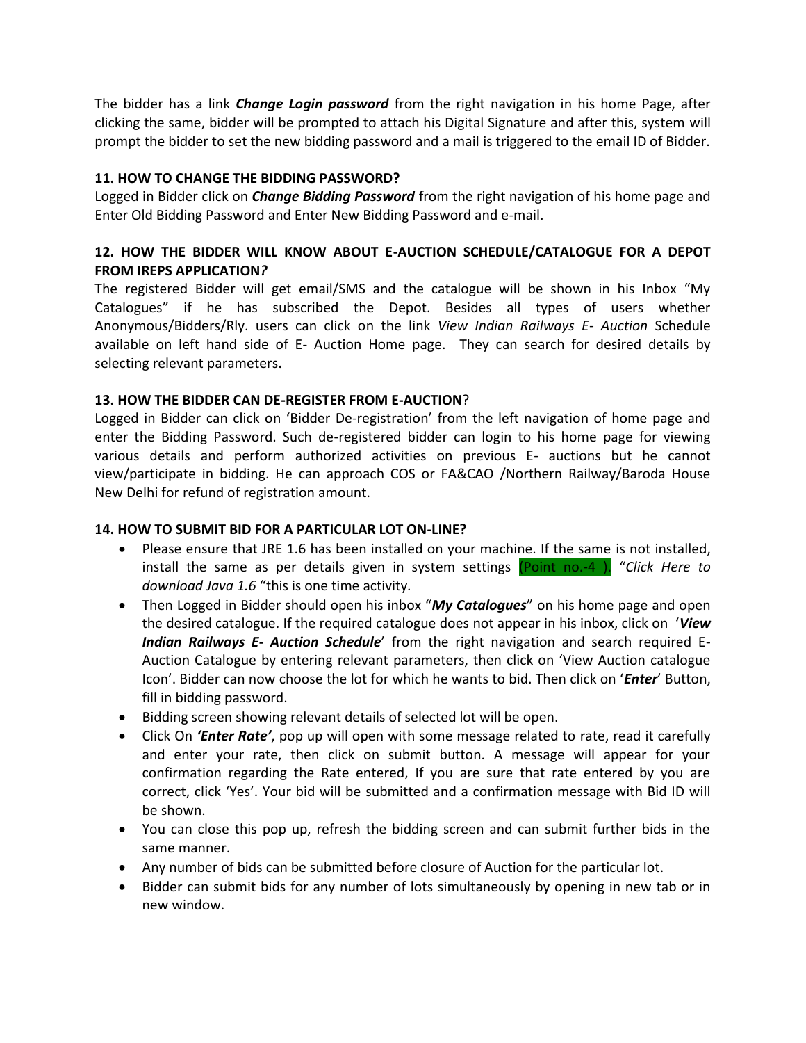The bidder has a link ***Change Login password*** from the right navigation in his home Page, after clicking the same, bidder will be prompted to attach his Digital Signature and after this, system will prompt the bidder to set the new bidding password and a mail is triggered to the email ID of Bidder.

**11. HOW TO CHANGE THE BIDDING PASSWORD?**

Logged in Bidder click on ***Change Bidding Password*** from the right navigation of his home page and Enter Old Bidding Password and Enter New Bidding Password and e-mail.

**12. HOW THE BIDDER WILL KNOW ABOUT E-AUCTION SCHEDULE/CATALOGUE FOR A DEPOT FROM IREPS APPLICATION?**

The registered Bidder will get email/SMS and the catalogue will be shown in his Inbox "My Catalogues" if he has subscribed the Depot. Besides all types of users whether Anonymous/Bidders/Rly. users can click on the link *View Indian Railways E- Auction* Schedule available on left hand side of E- Auction Home page. They can search for desired details by selecting relevant parameters**.**

**13. HOW THE BIDDER CAN DE-REGISTER FROM E-AUCTION?**

Logged in Bidder can click on 'Bidder De-registration' from the left navigation of home page and enter the Bidding Password. Such de-registered bidder can login to his home page for viewing various details and perform authorized activities on previous E- auctions but he cannot view/participate in bidding. He can approach COS or FA&CAO /Northern Railway/Baroda House New Delhi for refund of registration amount.

**14. HOW TO SUBMIT BID FOR A PARTICULAR LOT ON-LINE?**

- Please ensure that JRE 1.6 has been installed on your machine. If the same is not installed, install the same as per details given in system settings (Point no.-4 ). "*Click Here to download Java 1.6* "this is one time activity.
- Then Logged in Bidder should open his inbox "***My Catalogues***" on his home page and open the desired catalogue. If the required catalogue does not appear in his inbox, click on '***View Indian Railways E- Auction Schedule***' from the right navigation and search required E-Auction Catalogue by entering relevant parameters, then click on 'View Auction catalogue Icon'. Bidder can now choose the lot for which he wants to bid. Then click on '***Enter***' Button, fill in bidding password.
- Bidding screen showing relevant details of selected lot will be open.
- Click On ***'Enter Rate'***, pop up will open with some message related to rate, read it carefully and enter your rate, then click on submit button. A message will appear for your confirmation regarding the Rate entered, If you are sure that rate entered by you are correct, click 'Yes'. Your bid will be submitted and a confirmation message with Bid ID will be shown.
- You can close this pop up, refresh the bidding screen and can submit further bids in the same manner.
- Any number of bids can be submitted before closure of Auction for the particular lot.
- Bidder can submit bids for any number of lots simultaneously by opening in new tab or in new window.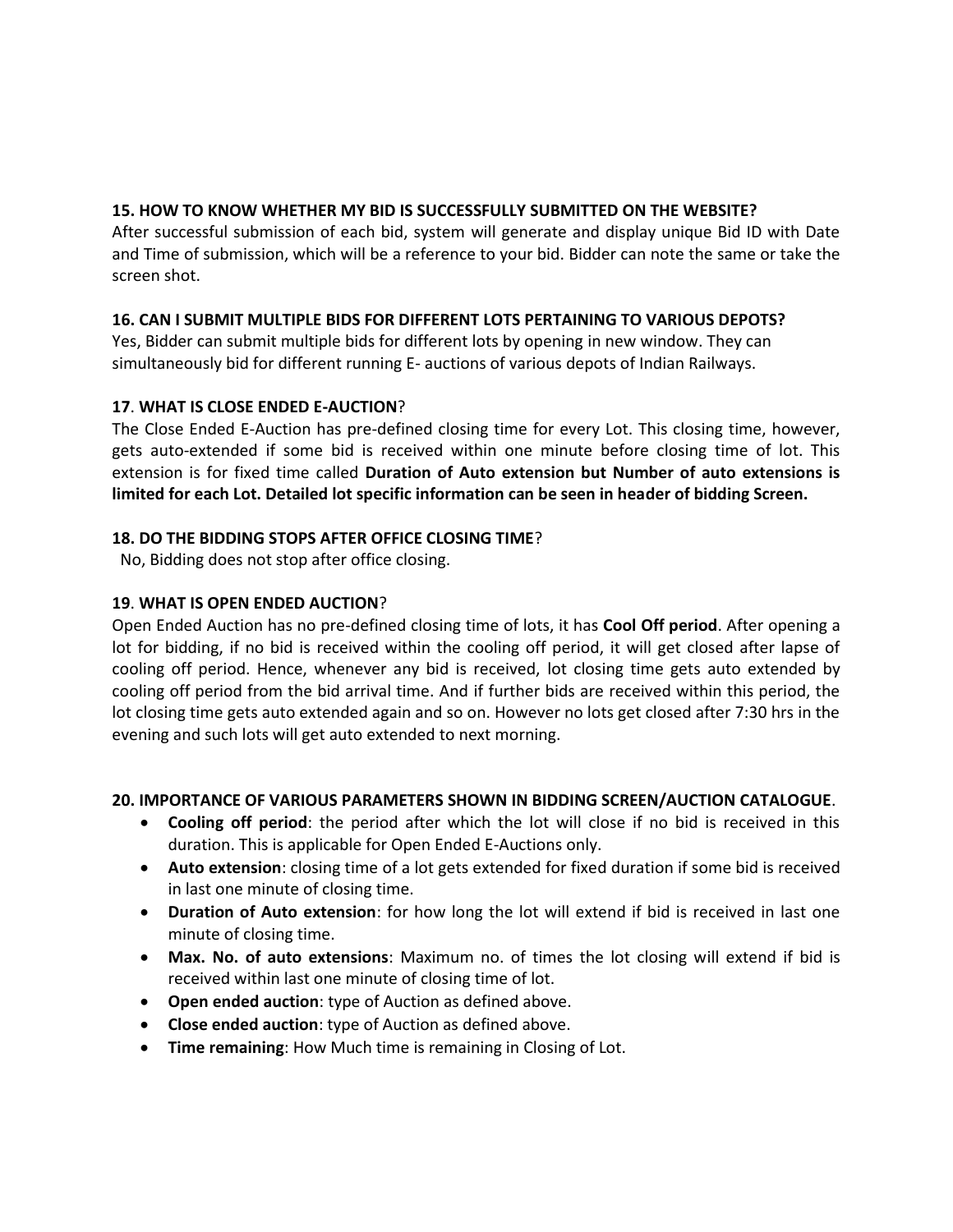**15. HOW TO KNOW WHETHER MY BID IS SUCCESSFULLY SUBMITTED ON THE WEBSITE?**

After successful submission of each bid, system will generate and display unique Bid ID with Date and Time of submission, which will be a reference to your bid. Bidder can note the same or take the screen shot.

**16. CAN I SUBMIT MULTIPLE BIDS FOR DIFFERENT LOTS PERTAINING TO VARIOUS DEPOTS?**

Yes, Bidder can submit multiple bids for different lots by opening in new window. They can simultaneously bid for different running E- auctions of various depots of Indian Railways.

**17**. **WHAT IS CLOSE ENDED E-AUCTION**?

The Close Ended E-Auction has pre-defined closing time for every Lot. This closing time, however, gets auto-extended if some bid is received within one minute before closing time of lot. This extension is for fixed time called **Duration of Auto extension but Number of auto extensions is limited for each Lot. Detailed lot specific information can be seen in header of bidding Screen.**

**18. DO THE BIDDING STOPS AFTER OFFICE CLOSING TIME**?

No, Bidding does not stop after office closing.

**19**. **WHAT IS OPEN ENDED AUCTION**?

Open Ended Auction has no pre-defined closing time of lots, it has **Cool Off period**. After opening a lot for bidding, if no bid is received within the cooling off period, it will get closed after lapse of cooling off period. Hence, whenever any bid is received, lot closing time gets auto extended by cooling off period from the bid arrival time. And if further bids are received within this period, the lot closing time gets auto extended again and so on. However no lots get closed after 7:30 hrs in the evening and such lots will get auto extended to next morning.

**20. IMPORTANCE OF VARIOUS PARAMETERS SHOWN IN BIDDING SCREEN/AUCTION CATALOGUE**.

- **Cooling off period**: the period after which the lot will close if no bid is received in this duration. This is applicable for Open Ended E-Auctions only.
- **Auto extension**: closing time of a lot gets extended for fixed duration if some bid is received in last one minute of closing time.
- **Duration of Auto extension**: for how long the lot will extend if bid is received in last one minute of closing time.
- **Max. No. of auto extensions**: Maximum no. of times the lot closing will extend if bid is received within last one minute of closing time of lot.
- **Open ended auction**: type of Auction as defined above.
- **Close ended auction**: type of Auction as defined above.
- **Time remaining**: How Much time is remaining in Closing of Lot.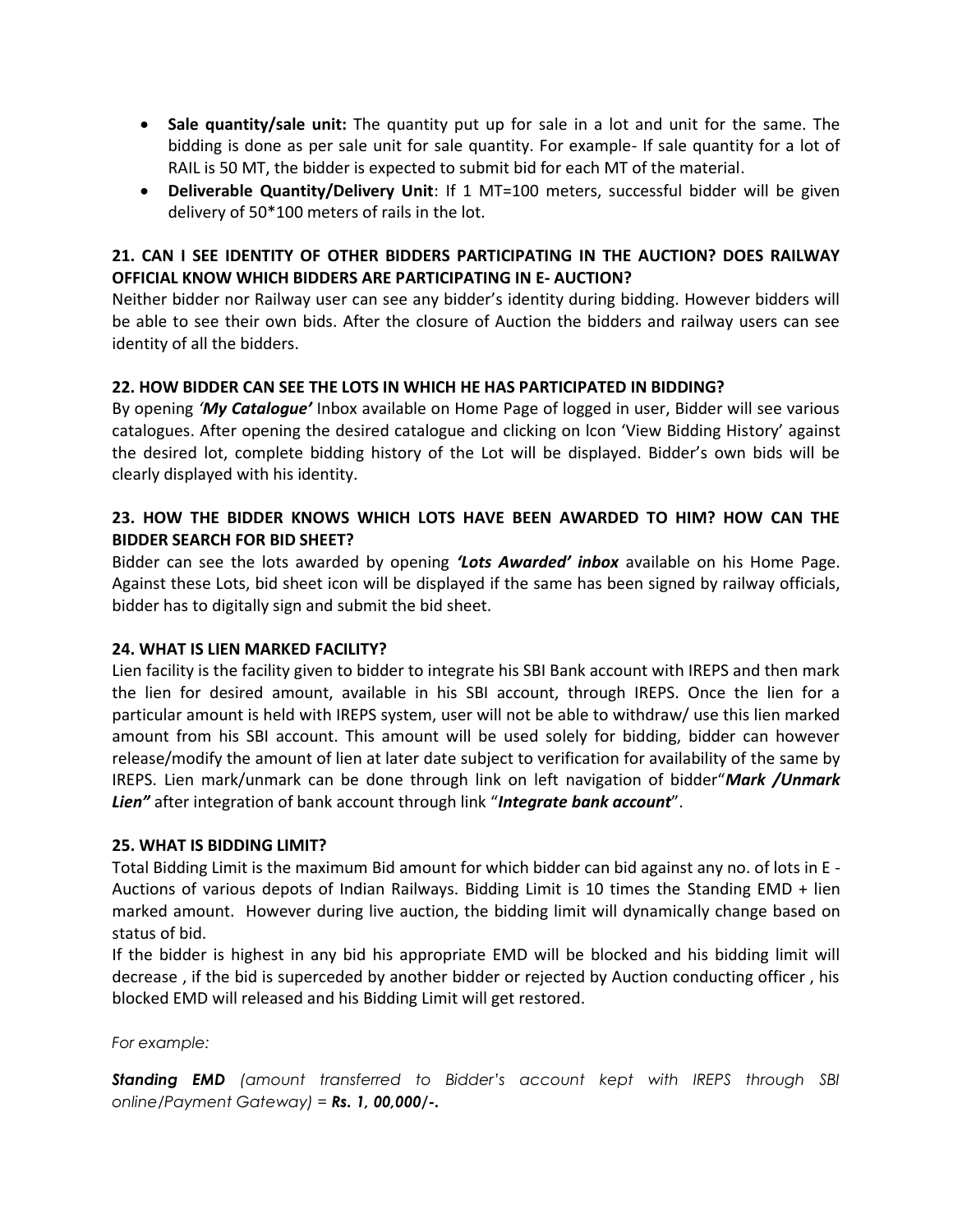- **Sale quantity/sale unit:** The quantity put up for sale in a lot and unit for the same. The bidding is done as per sale unit for sale quantity. For example- If sale quantity for a lot of RAIL is 50 MT, the bidder is expected to submit bid for each MT of the material.
- **Deliverable Quantity/Delivery Unit**: If 1 MT=100 meters, successful bidder will be given delivery of 50*100 meters of rails in the lot.

**21. CAN I SEE IDENTITY OF OTHER BIDDERS PARTICIPATING IN THE AUCTION? DOES RAILWAY OFFICIAL KNOW WHICH BIDDERS ARE PARTICIPATING IN E- AUCTION?**

Neither bidder nor Railway user can see any bidder's identity during bidding. However bidders will be able to see their own bids. After the closure of Auction the bidders and railway users can see identity of all the bidders.

**22. HOW BIDDER CAN SEE THE LOTS IN WHICH HE HAS PARTICIPATED IN BIDDING?**

By opening ***'My Catalogue'*** Inbox available on Home Page of logged in user, Bidder will see various catalogues. After opening the desired catalogue and clicking on Icon 'View Bidding History' against the desired lot, complete bidding history of the Lot will be displayed. Bidder's own bids will be clearly displayed with his identity.

**23. HOW THE BIDDER KNOWS WHICH LOTS HAVE BEEN AWARDED TO HIM? HOW CAN THE BIDDER SEARCH FOR BID SHEET?**

Bidder can see the lots awarded by opening ***'Lots Awarded' inbox*** available on his Home Page. Against these Lots, bid sheet icon will be displayed if the same has been signed by railway officials, bidder has to digitally sign and submit the bid sheet.

**24. WHAT IS LIEN MARKED FACILITY?**

Lien facility is the facility given to bidder to integrate his SBI Bank account with IREPS and then mark the lien for desired amount, available in his SBI account, through IREPS. Once the lien for a particular amount is held with IREPS system, user will not be able to withdraw/ use this lien marked amount from his SBI account. This amount will be used solely for bidding, bidder can however release/modify the amount of lien at later date subject to verification for availability of the same by IREPS. Lien mark/unmark can be done through link on left navigation of bidder"***Mark /Unmark Lien"*** after integration of bank account through link "***Integrate bank account***".

**25. WHAT IS BIDDING LIMIT?**

Total Bidding Limit is the maximum Bid amount for which bidder can bid against any no. of lots in E - Auctions of various depots of Indian Railways. Bidding Limit is 10 times the Standing EMD + lien marked amount. However during live auction, the bidding limit will dynamically change based on status of bid.

If the bidder is highest in any bid his appropriate EMD will be blocked and his bidding limit will decrease , if the bid is superceded by another bidder or rejected by Auction conducting officer , his blocked EMD will released and his Bidding Limit will get restored.

*For example:*

***Standing EMD*** *(amount transferred to Bidder's account kept with IREPS through SBI online/Payment Gateway) =* ***Rs. 1, 00,000/-.***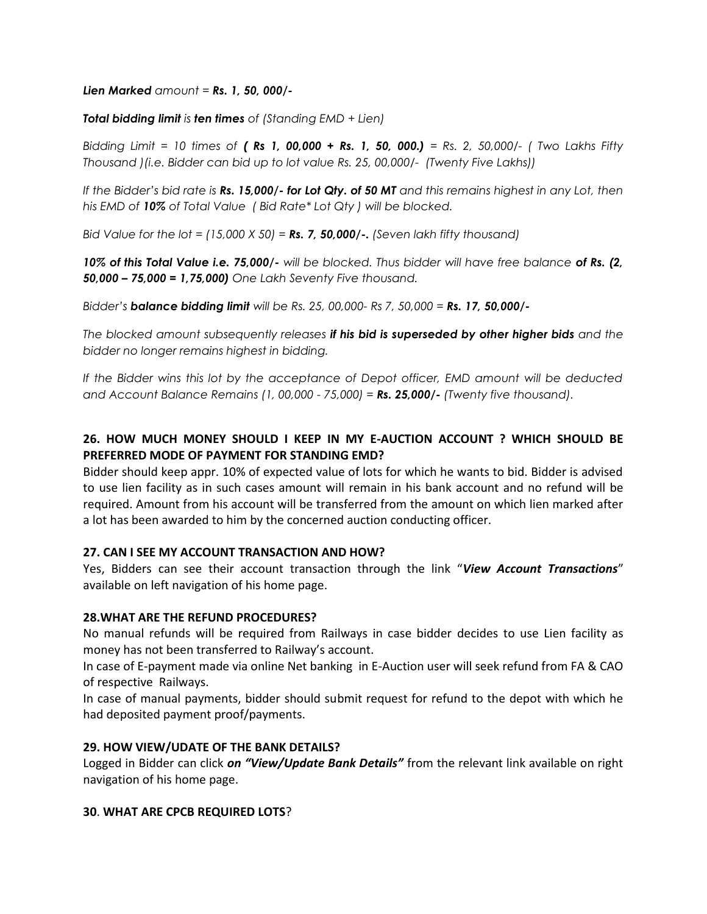***Lien Marked** amount = **Rs. 1, 50, 000/-***

***Total bidding limit** is **ten times** of (Standing EMD + Lien)*

*Bidding Limit = 10 times of **( Rs 1, 00,000 + Rs. 1, 50, 000.)** = Rs. 2, 50,000/- ( Two Lakhs Fifty Thousand )(i.e. Bidder can bid up to lot value Rs. 25, 00,000/- (Twenty Five Lakhs))*

*If the Bidder's bid rate is **Rs. 15,000/- for Lot Qty. of 50 MT** and this remains highest in any Lot, then his EMD of **10%** of Total Value ( Bid Rate\* Lot Qty ) will be blocked.*

*Bid Value for the lot = (15,000 X 50) = **Rs. 7, 50,000/-.** (Seven lakh fifty thousand)*

***10% of this Total Value i.e. 75,000/-** will be blocked. Thus bidder will have free balance **of Rs. (2, 50,000 – 75,000 = 1,75,000)** One Lakh Seventy Five thousand.*

*Bidder's **balance bidding limit** will be Rs. 25, 00,000- Rs 7, 50,000 = **Rs. 17, 50,000/-***

*The blocked amount subsequently releases **if his bid is superseded by other higher bids** and the bidder no longer remains highest in bidding.*

*If the Bidder wins this lot by the acceptance of Depot officer, EMD amount will be deducted and Account Balance Remains (1, 00,000 - 75,000) = **Rs. 25,000/-** (Twenty five thousand).*

**26. HOW MUCH MONEY SHOULD I KEEP IN MY E-AUCTION ACCOUNT ? WHICH SHOULD BE PREFERRED MODE OF PAYMENT FOR STANDING EMD?**

Bidder should keep appr. 10% of expected value of lots for which he wants to bid. Bidder is advised to use lien facility as in such cases amount will remain in his bank account and no refund will be required. Amount from his account will be transferred from the amount on which lien marked after a lot has been awarded to him by the concerned auction conducting officer.

**27. CAN I SEE MY ACCOUNT TRANSACTION AND HOW?**

Yes, Bidders can see their account transaction through the link "***View Account Transactions***" available on left navigation of his home page.

**28.WHAT ARE THE REFUND PROCEDURES?**

No manual refunds will be required from Railways in case bidder decides to use Lien facility as money has not been transferred to Railway's account.

In case of E-payment made via online Net banking in E-Auction user will seek refund from FA & CAO of respective Railways.

In case of manual payments, bidder should submit request for refund to the depot with which he had deposited payment proof/payments.

**29. HOW VIEW/UDATE OF THE BANK DETAILS?**

Logged in Bidder can click ***on "View/Update Bank Details"*** from the relevant link available on right navigation of his home page.

**30**. **WHAT ARE CPCB REQUIRED LOTS**?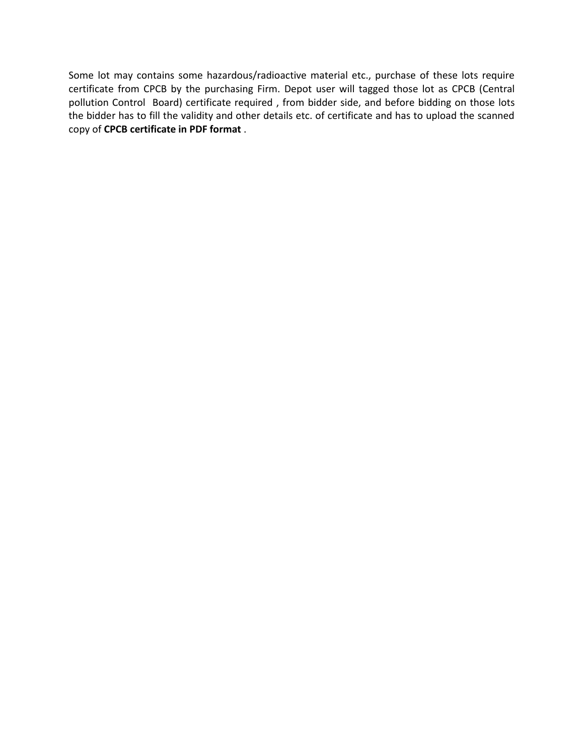Some lot may contains some hazardous/radioactive material etc., purchase of these lots require certificate from CPCB by the purchasing Firm. Depot user will tagged those lot as CPCB (Central pollution Control Board) certificate required , from bidder side, and before bidding on those lots the bidder has to fill the validity and other details etc. of certificate and has to upload the scanned copy of **CPCB certificate in PDF format** .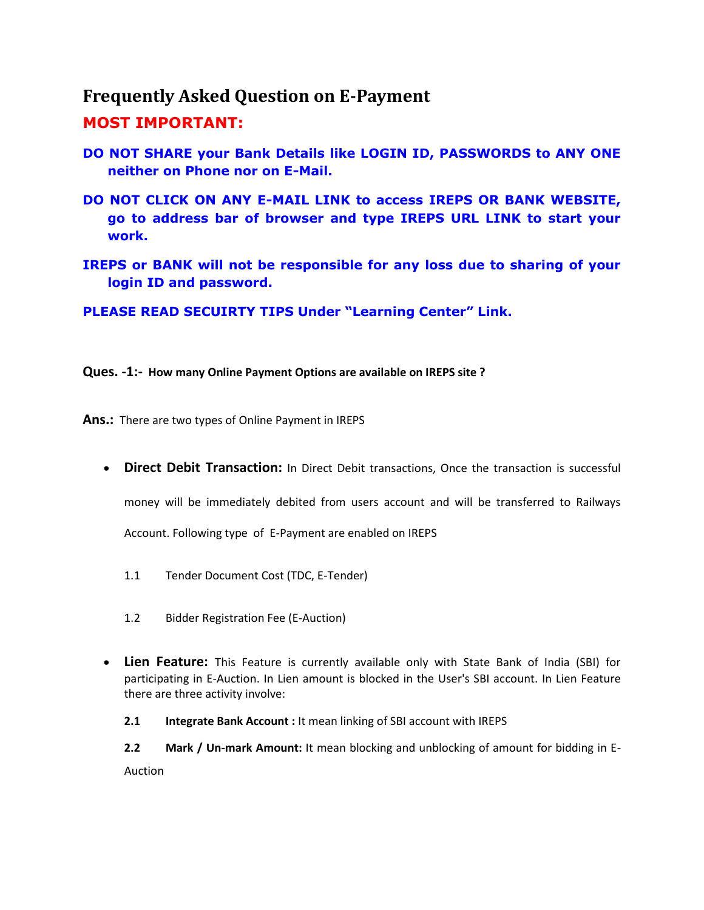# Frequently Asked Question on E-Payment

## MOST IMPORTANT:

**DO NOT SHARE your Bank Details like LOGIN ID, PASSWORDS to ANY ONE neither on Phone nor on E-Mail.**

**DO NOT CLICK ON ANY E-MAIL LINK to access IREPS OR BANK WEBSITE, go to address bar of browser and type IREPS URL LINK to start your work.**

**IREPS or BANK will not be responsible for any loss due to sharing of your login ID and password.**

**PLEASE READ SECUIRTY TIPS Under "Learning Center" Link.**

**Ques. -1:- How many Online Payment Options are available on IREPS site ?**

**Ans.:** There are two types of Online Payment in IREPS

- **Direct Debit Transaction:** In Direct Debit transactions, Once the transaction is successful money will be immediately debited from users account and will be transferred to Railways Account. Following type of E-Payment are enabled on IREPS

  1.1 Tender Document Cost (TDC, E-Tender)

  1.2 Bidder Registration Fee (E-Auction)

- **Lien Feature:** This Feature is currently available only with State Bank of India (SBI) for participating in E-Auction. In Lien amount is blocked in the User's SBI account. In Lien Feature there are three activity involve:

  **2.1 Integrate Bank Account :** It mean linking of SBI account with IREPS

  **2.2 Mark / Un-mark Amount:** It mean blocking and unblocking of amount for bidding in E-Auction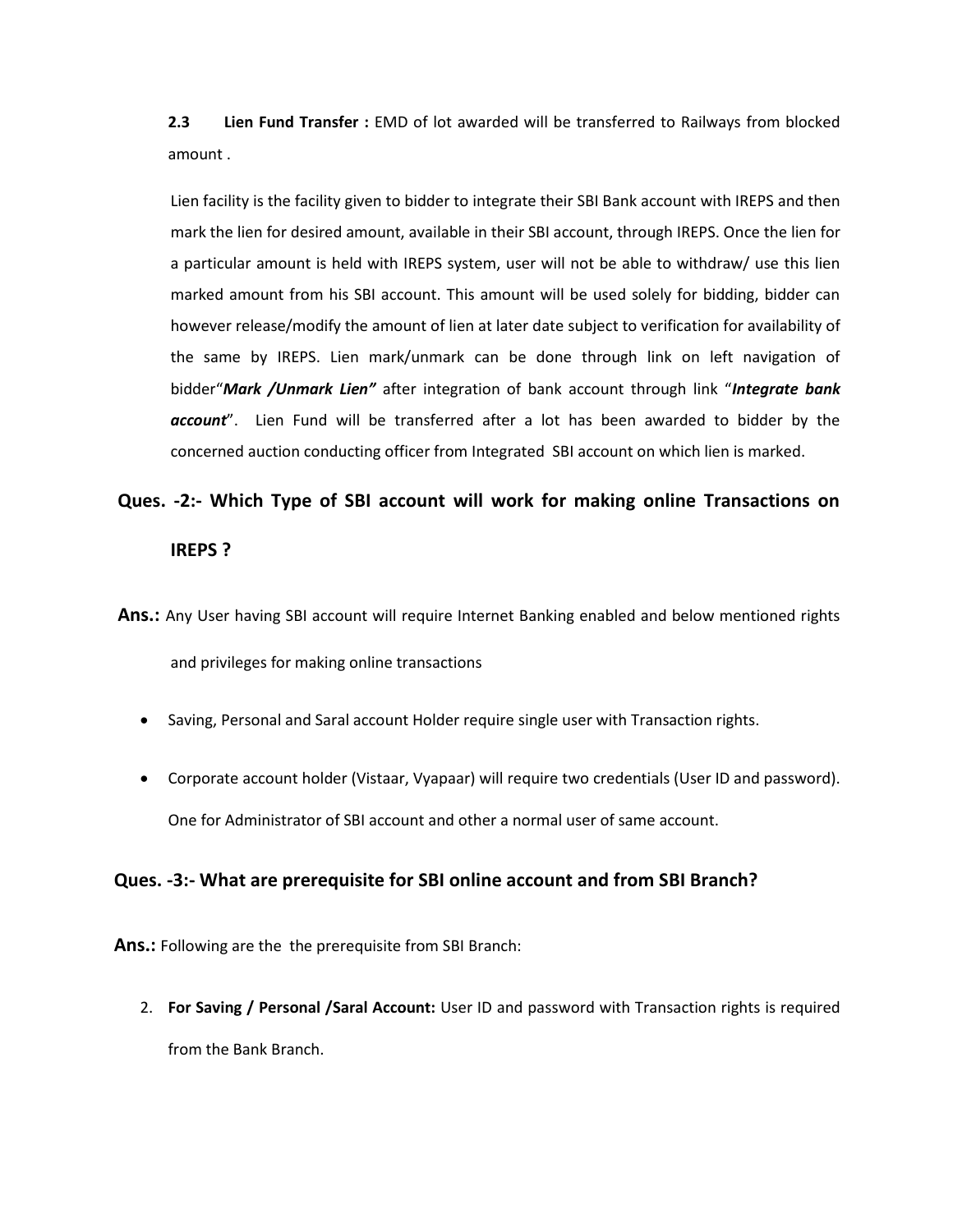**2.3 Lien Fund Transfer :** EMD of lot awarded will be transferred to Railways from blocked amount .

Lien facility is the facility given to bidder to integrate their SBI Bank account with IREPS and then mark the lien for desired amount, available in their SBI account, through IREPS. Once the lien for a particular amount is held with IREPS system, user will not be able to withdraw/ use this lien marked amount from his SBI account. This amount will be used solely for bidding, bidder can however release/modify the amount of lien at later date subject to verification for availability of the same by IREPS. Lien mark/unmark can be done through link on left navigation of bidder"***Mark /Unmark Lien"*** after integration of bank account through link "***Integrate bank account***". Lien Fund will be transferred after a lot has been awarded to bidder by the concerned auction conducting officer from Integrated SBI account on which lien is marked.

## Ques. -2:- Which Type of SBI account will work for making online Transactions on IREPS ?

**Ans.:** Any User having SBI account will require Internet Banking enabled and below mentioned rights and privileges for making online transactions

- Saving, Personal and Saral account Holder require single user with Transaction rights.
- Corporate account holder (Vistaar, Vyapaar) will require two credentials (User ID and password). One for Administrator of SBI account and other a normal user of same account.

## Ques. -3:- What are prerequisite for SBI online account and from SBI Branch?

**Ans.:** Following are the the prerequisite from SBI Branch:

2. **For Saving / Personal /Saral Account:** User ID and password with Transaction rights is required from the Bank Branch.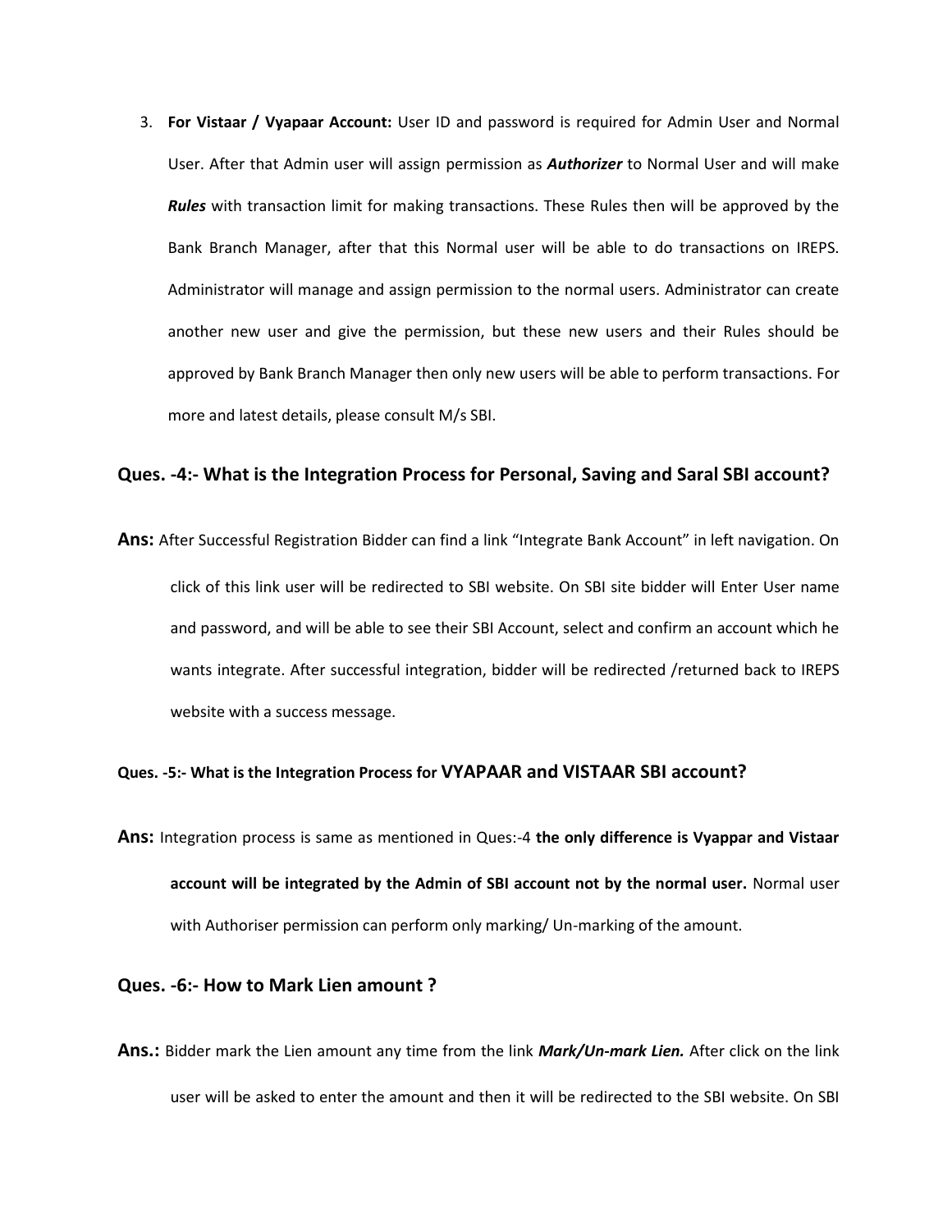3. **For Vistaar / Vyapaar Account:** User ID and password is required for Admin User and Normal User. After that Admin user will assign permission as ***Authorizer*** to Normal User and will make ***Rules*** with transaction limit for making transactions. These Rules then will be approved by the Bank Branch Manager, after that this Normal user will be able to do transactions on IREPS. Administrator will manage and assign permission to the normal users. Administrator can create another new user and give the permission, but these new users and their Rules should be approved by Bank Branch Manager then only new users will be able to perform transactions. For more and latest details, please consult M/s SBI.

### Ques. -4:- What is the Integration Process for Personal, Saving and Saral SBI account?

**Ans:** After Successful Registration Bidder can find a link "Integrate Bank Account" in left navigation. On click of this link user will be redirected to SBI website. On SBI site bidder will Enter User name and password, and will be able to see their SBI Account, select and confirm an account which he wants integrate. After successful integration, bidder will be redirected /returned back to IREPS website with a success message.

### Ques. -5:- What is the Integration Process for VYAPAAR and VISTAAR SBI account?

**Ans:** Integration process is same as mentioned in Ques:-4 **the only difference is Vyappar and Vistaar account will be integrated by the Admin of SBI account not by the normal user.** Normal user with Authoriser permission can perform only marking/ Un-marking of the amount.

### Ques. -6:- How to Mark Lien amount ?

**Ans.:** Bidder mark the Lien amount any time from the link ***Mark/Un-mark Lien.*** After click on the link user will be asked to enter the amount and then it will be redirected to the SBI website. On SBI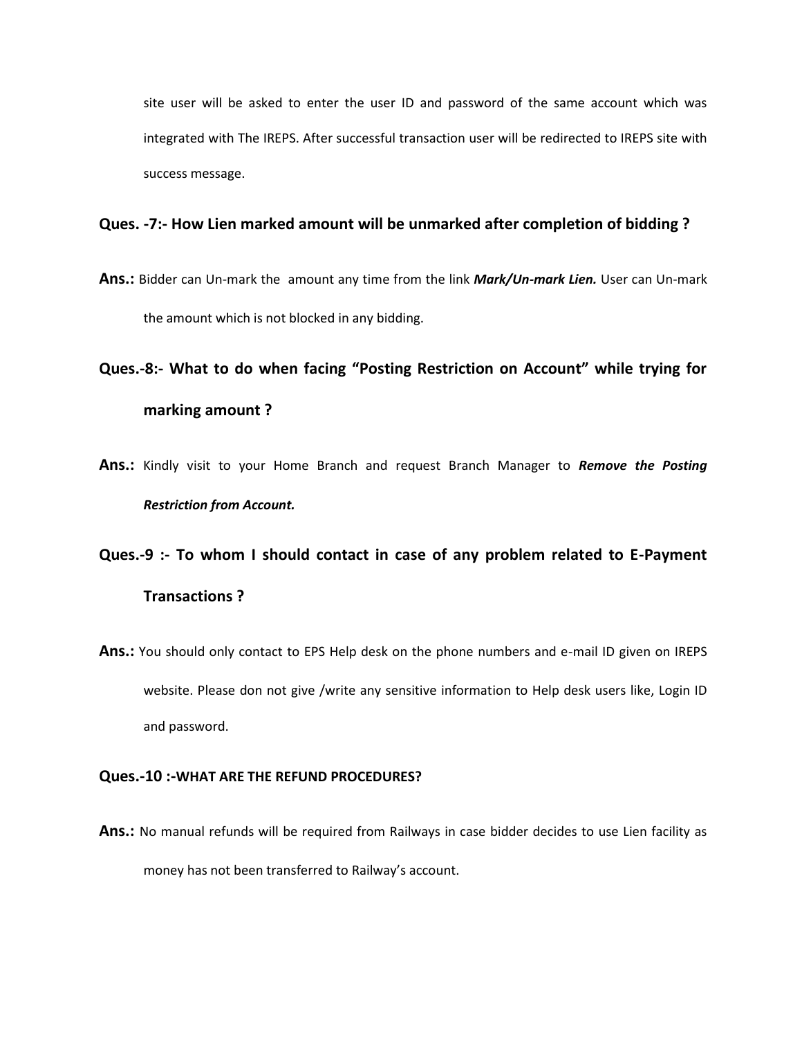site user will be asked to enter the user ID and password of the same account which was integrated with The IREPS. After successful transaction user will be redirected to IREPS site with success message.

**Ques. -7:- How Lien marked amount will be unmarked after completion of bidding ?**

**Ans.:** Bidder can Un-mark the amount any time from the link ***Mark/Un-mark Lien.*** User can Un-mark the amount which is not blocked in any bidding.

**Ques.-8:- What to do when facing "Posting Restriction on Account" while trying for marking amount ?**

**Ans.:** Kindly visit to your Home Branch and request Branch Manager to ***Remove the Posting Restriction from Account.***

**Ques.-9 :- To whom I should contact in case of any problem related to E-Payment Transactions ?**

**Ans.:** You should only contact to EPS Help desk on the phone numbers and e-mail ID given on IREPS website. Please don not give /write any sensitive information to Help desk users like, Login ID and password.

**Ques.-10 :-WHAT ARE THE REFUND PROCEDURES?**

**Ans.:** No manual refunds will be required from Railways in case bidder decides to use Lien facility as money has not been transferred to Railway's account.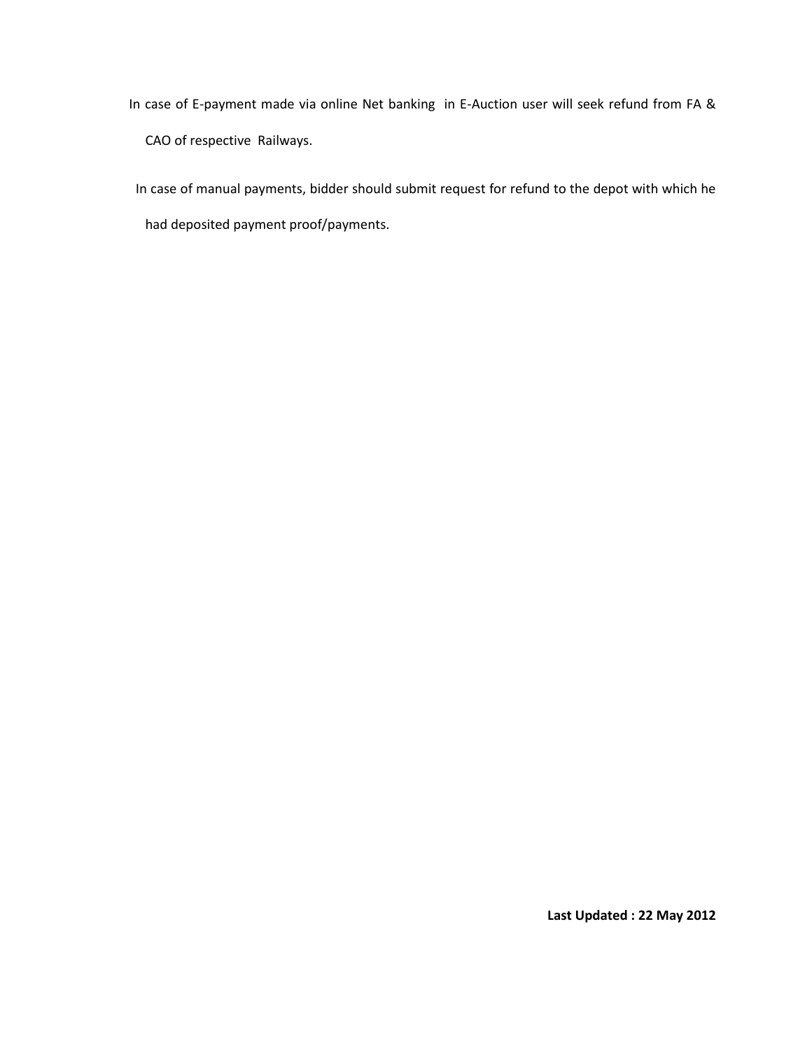In case of E-payment made via online Net banking in E-Auction user will seek refund from FA & CAO of respective Railways.

In case of manual payments, bidder should submit request for refund to the depot with which he had deposited payment proof/payments.

**Last Updated : 22 May 2012**